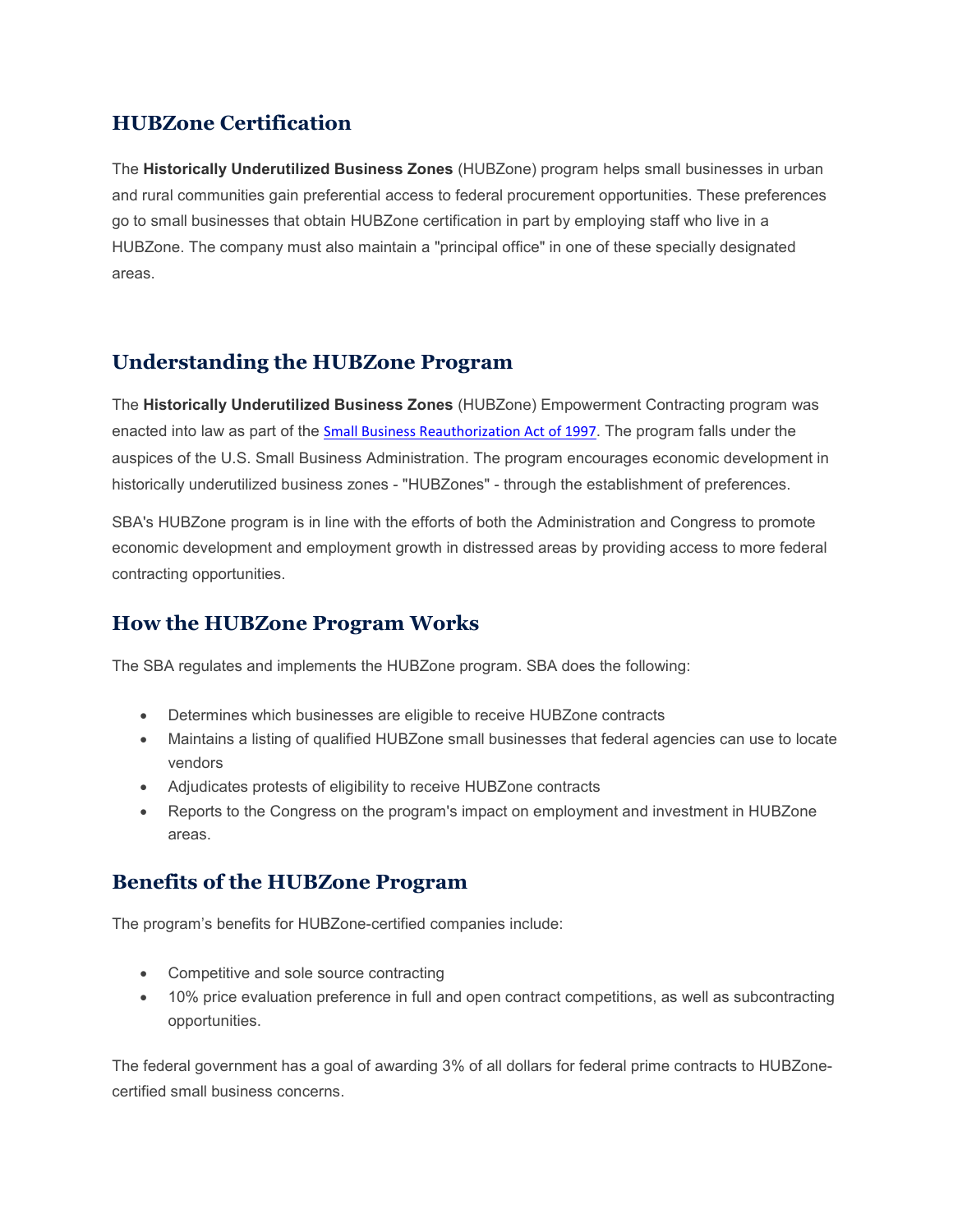## HUBZone Certification

The **Historically Underutilized Business Zones** (HUBZone) program helps small businesses in urban and rural communities gain preferential access to federal procurement opportunities. These preferences go to small businesses that obtain HUBZone certification in part by employing staff who live in a HUBZone. The company must also maintain a "principal office" in one of these specially designated areas.

## Understanding the HUBZone Program

The **Historically Underutilized Business Zones** (HUBZone) Empowerment Contracting program was enacted into law as part of the Small Business Reauthorization Act of 1997. The program falls under the auspices of the U.S. Small Business Administration. The program encourages economic development in historically underutilized business zones - "HUBZones" - through the establishment of preferences.

SBA's HUBZone program is in line with the efforts of both the Administration and Congress to promote economic development and employment growth in distressed areas by providing access to more federal contracting opportunities.

## How the HUBZone Program Works

The SBA regulates and implements the HUBZone program. SBA does the following:

- Determines which businesses are eligible to receive HUBZone contracts
- Maintains a listing of qualified HUBZone small businesses that federal agencies can use to locate vendors
- Adjudicates protests of eligibility to receive HUBZone contracts
- Reports to the Congress on the program's impact on employment and investment in HUBZone areas.

## Benefits of the HUBZone Program

The program's benefits for HUBZone-certified companies include:

- Competitive and sole source contracting
- 10% price evaluation preference in full and open contract competitions, as well as subcontracting opportunities.

The federal government has a goal of awarding 3% of all dollars for federal prime contracts to HUBZone-certified small business concerns.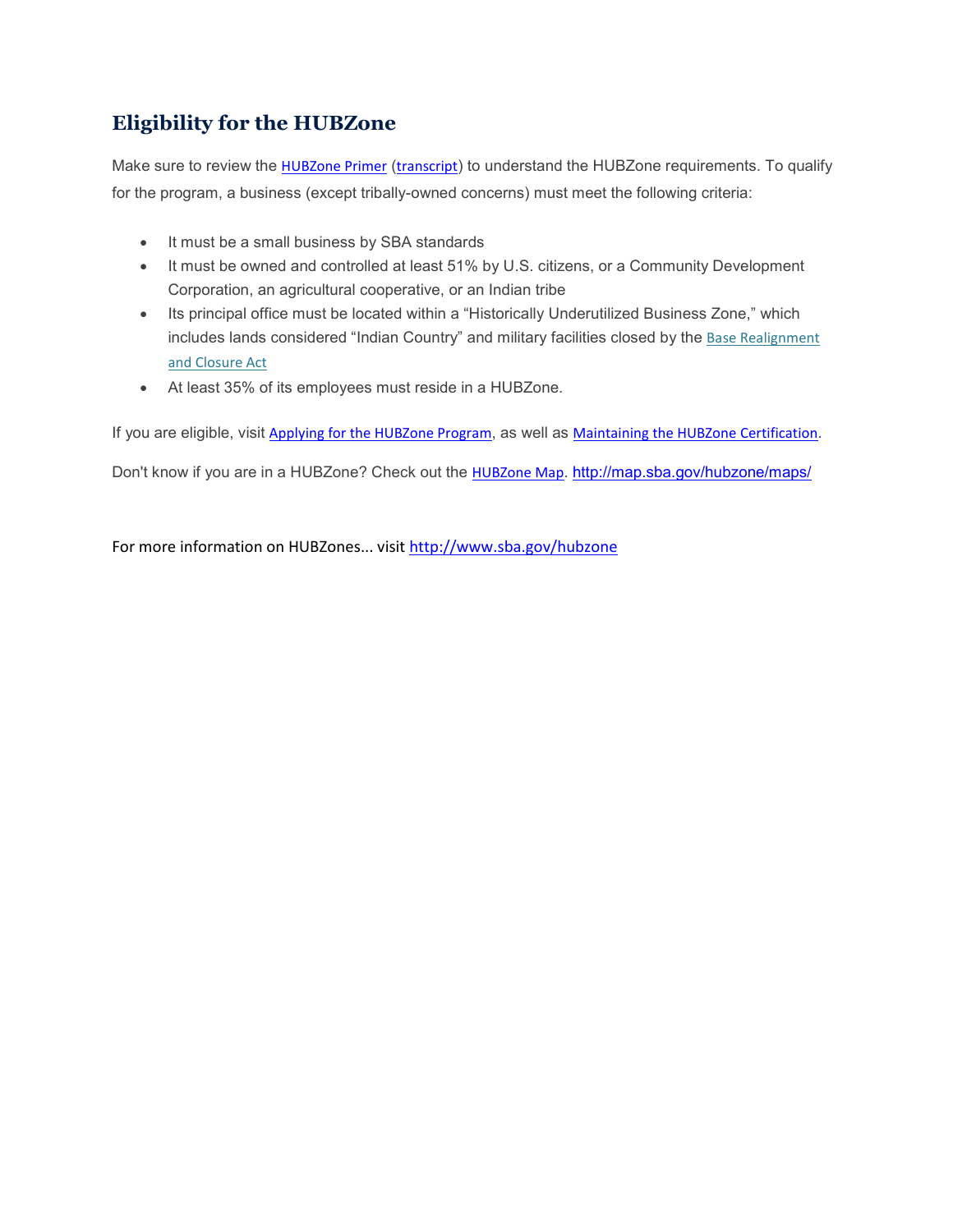## Eligibility for the HUBZone

Make sure to review the HUBZone Primer (transcript) to understand the HUBZone requirements. To qualify for the program, a business (except tribally-owned concerns) must meet the following criteria:

- It must be a small business by SBA standards
- It must be owned and controlled at least 51% by U.S. citizens, or a Community Development Corporation, an agricultural cooperative, or an Indian tribe
- Its principal office must be located within a "Historically Underutilized Business Zone," which includes lands considered "Indian Country" and military facilities closed by the Base Realignment and Closure Act
- At least 35% of its employees must reside in a HUBZone.

If you are eligible, visit Applying for the HUBZone Program, as well as Maintaining the HUBZone Certification.

Don't know if you are in a HUBZone? Check out the HUBZone Map. http://map.sba.gov/hubzone/maps/

For more information on HUBZones... visit http://www.sba.gov/hubzone